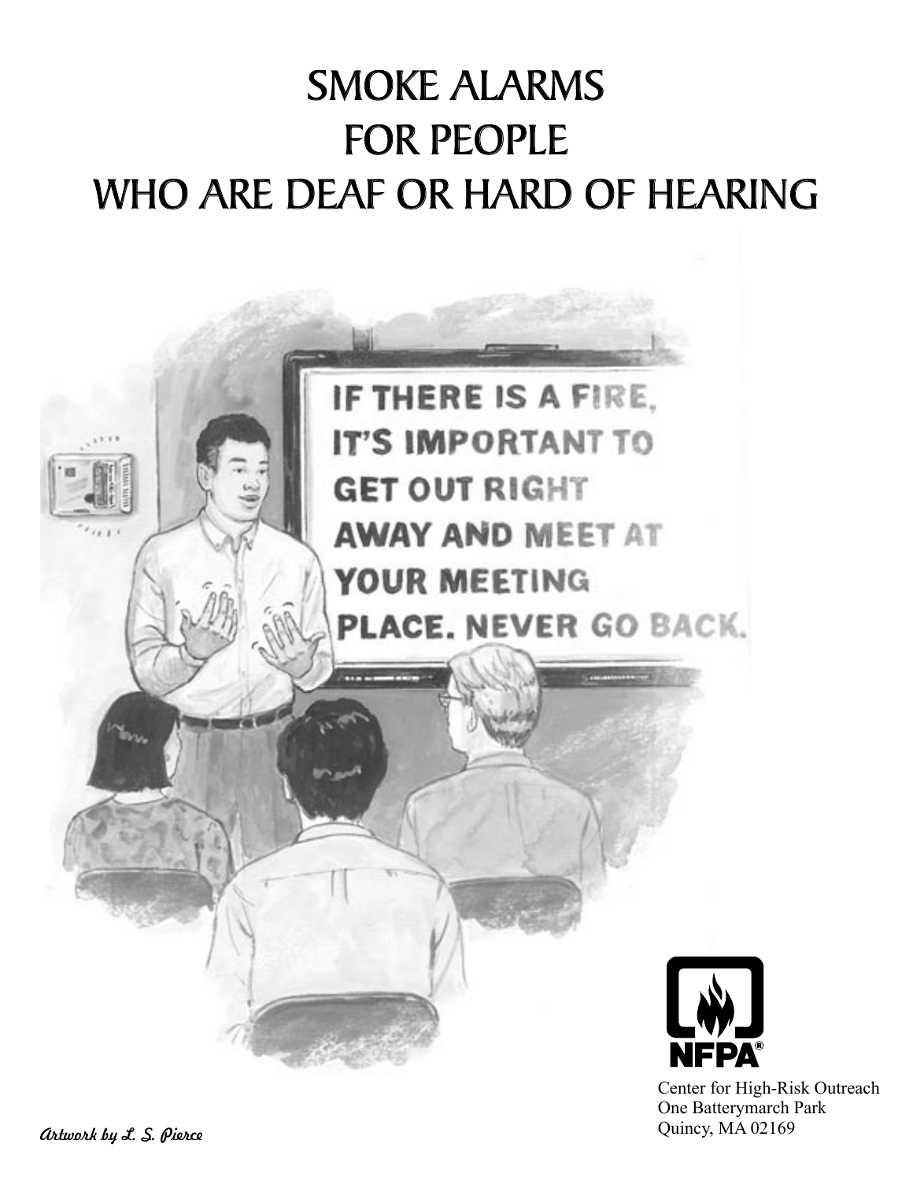# SMOKE ALARMS FOR PEOPLE WHO ARE DEAF OR HARD OF HEARING

IF THERE IS A FIRE, IT'S IMPORTANT TO GET OUT RIGHT AWAY AND MEET AT YOUR MEETING PLACE. NEVER GO BACK.

NFPA®

Center for High-Risk Outreach
One Batterymarch Park
Quincy, MA 02169

*Artwork by L. S. Pierce*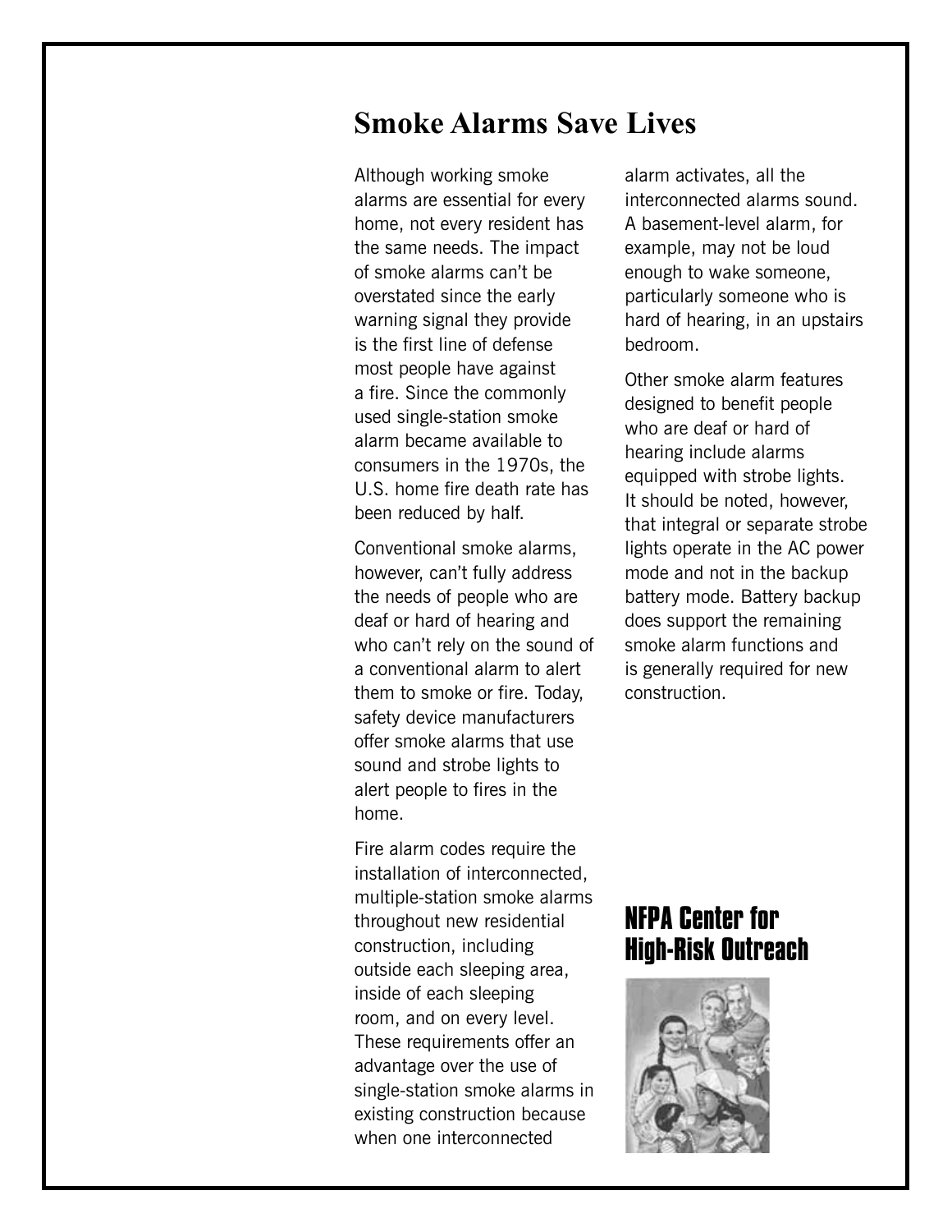# Smoke Alarms Save Lives

Although working smoke alarms are essential for every home, not every resident has the same needs. The impact of smoke alarms can't be overstated since the early warning signal they provide is the first line of defense most people have against a fire. Since the commonly used single-station smoke alarm became available to consumers in the 1970s, the U.S. home fire death rate has been reduced by half.

Conventional smoke alarms, however, can't fully address the needs of people who are deaf or hard of hearing and who can't rely on the sound of a conventional alarm to alert them to smoke or fire. Today, safety device manufacturers offer smoke alarms that use sound and strobe lights to alert people to fires in the home.

Fire alarm codes require the installation of interconnected, multiple-station smoke alarms throughout new residential construction, including outside each sleeping area, inside of each sleeping room, and on every level. These requirements offer an advantage over the use of single-station smoke alarms in existing construction because when one interconnected alarm activates, all the interconnected alarms sound. A basement-level alarm, for example, may not be loud enough to wake someone, particularly someone who is hard of hearing, in an upstairs bedroom.

Other smoke alarm features designed to benefit people who are deaf or hard of hearing include alarms equipped with strobe lights. It should be noted, however, that integral or separate strobe lights operate in the AC power mode and not in the backup battery mode. Battery backup does support the remaining smoke alarm functions and is generally required for new construction.

**NFPA Center for High-Risk Outreach**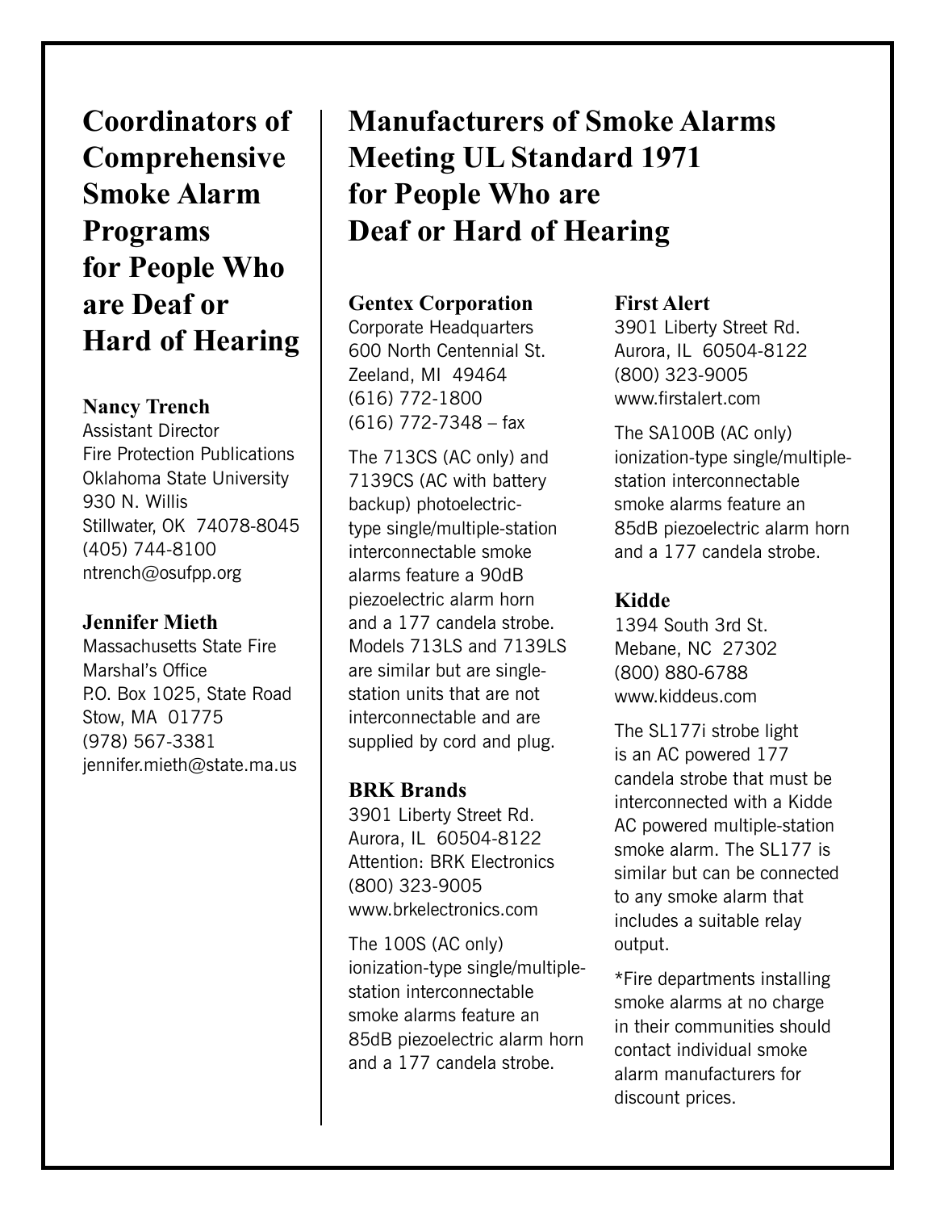## Coordinators of Comprehensive Smoke Alarm Programs for People Who are Deaf or Hard of Hearing

**Nancy Trench**
Assistant Director
Fire Protection Publications
Oklahoma State University
930 N. Willis
Stillwater, OK 74078-8045
(405) 744-8100
ntrench@osufpp.org

**Jennifer Mieth**
Massachusetts State Fire Marshal's Office
P.O. Box 1025, State Road
Stow, MA 01775
(978) 567-3381
jennifer.mieth@state.ma.us

## Manufacturers of Smoke Alarms Meeting UL Standard 1971 for People Who are Deaf or Hard of Hearing

**Gentex Corporation**
Corporate Headquarters
600 North Centennial St.
Zeeland, MI 49464
(616) 772-1800
(616) 772-7348 – fax

The 713CS (AC only) and 7139CS (AC with battery backup) photoelectric-type single/multiple-station interconnectable smoke alarms feature a 90dB piezoelectric alarm horn and a 177 candela strobe. Models 713LS and 7139LS are similar but are single-station units that are not interconnectable and are supplied by cord and plug.

**BRK Brands**
3901 Liberty Street Rd.
Aurora, IL 60504-8122
Attention: BRK Electronics
(800) 323-9005
www.brkelectronics.com

The 100S (AC only) ionization-type single/multiple-station interconnectable smoke alarms feature an 85dB piezoelectric alarm horn and a 177 candela strobe.

**First Alert**
3901 Liberty Street Rd.
Aurora, IL 60504-8122
(800) 323-9005
www.firstalert.com

The SA100B (AC only) ionization-type single/multiple-station interconnectable smoke alarms feature an 85dB piezoelectric alarm horn and a 177 candela strobe.

**Kidde**
1394 South 3rd St.
Mebane, NC 27302
(800) 880-6788
www.kiddeus.com

The SL177i strobe light is an AC powered 177 candela strobe that must be interconnected with a Kidde AC powered multiple-station smoke alarm. The SL177 is similar but can be connected to any smoke alarm that includes a suitable relay output.

*Fire departments installing smoke alarms at no charge in their communities should contact individual smoke alarm manufacturers for discount prices.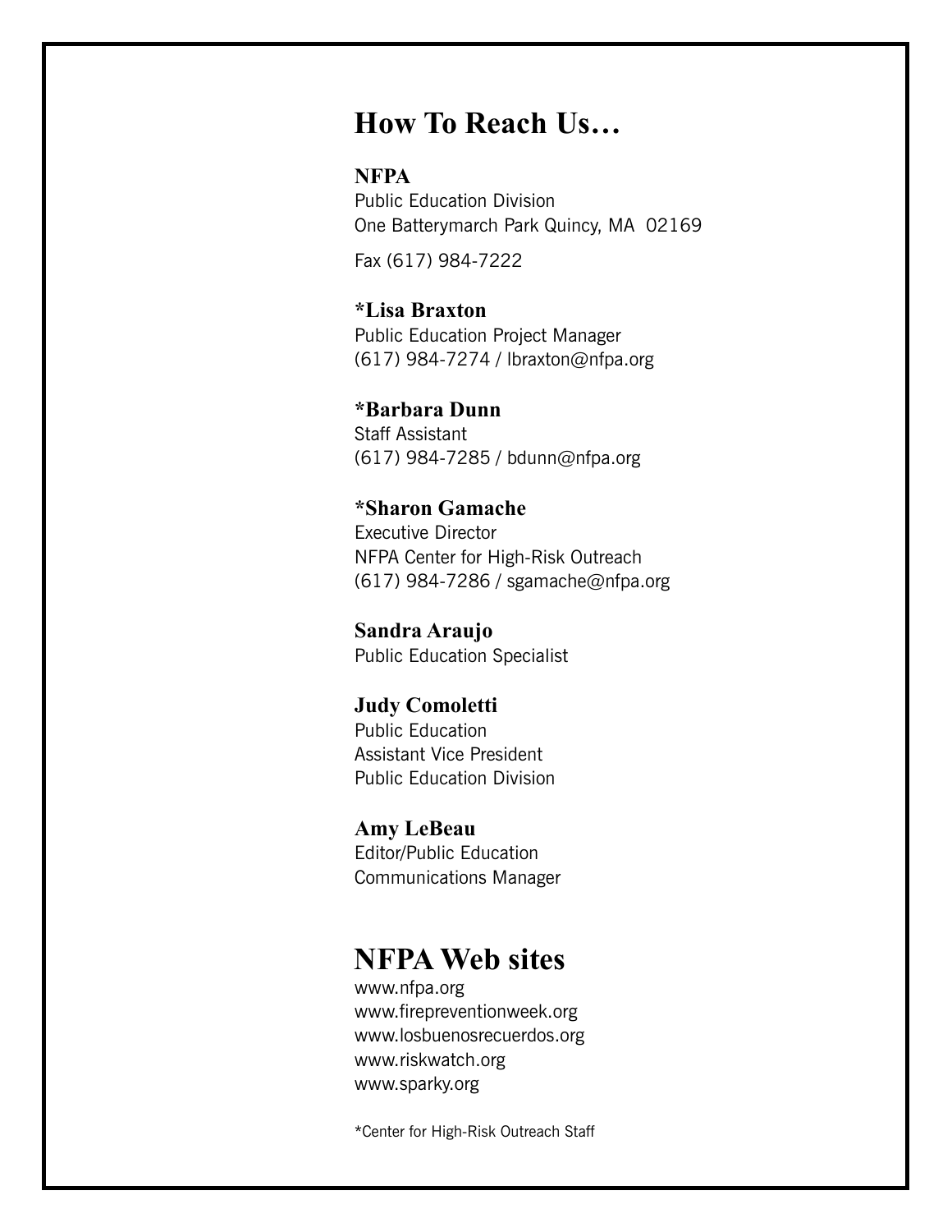# How To Reach Us…

**NFPA**
Public Education Division
One Batterymarch Park Quincy, MA 02169

Fax (617) 984-7222

**\*Lisa Braxton**
Public Education Project Manager
(617) 984-7274 / lbraxton@nfpa.org

**\*Barbara Dunn**
Staff Assistant
(617) 984-7285 / bdunn@nfpa.org

**\*Sharon Gamache**
Executive Director
NFPA Center for High-Risk Outreach
(617) 984-7286 / sgamache@nfpa.org

**Sandra Araujo**
Public Education Specialist

**Judy Comoletti**
Public Education
Assistant Vice President
Public Education Division

**Amy LeBeau**
Editor/Public Education
Communications Manager

# NFPA Web sites

www.nfpa.org
www.firepreventionweek.org
www.losbuenosrecuerdos.org
www.riskwatch.org
www.sparky.org

*Center for High-Risk Outreach Staff